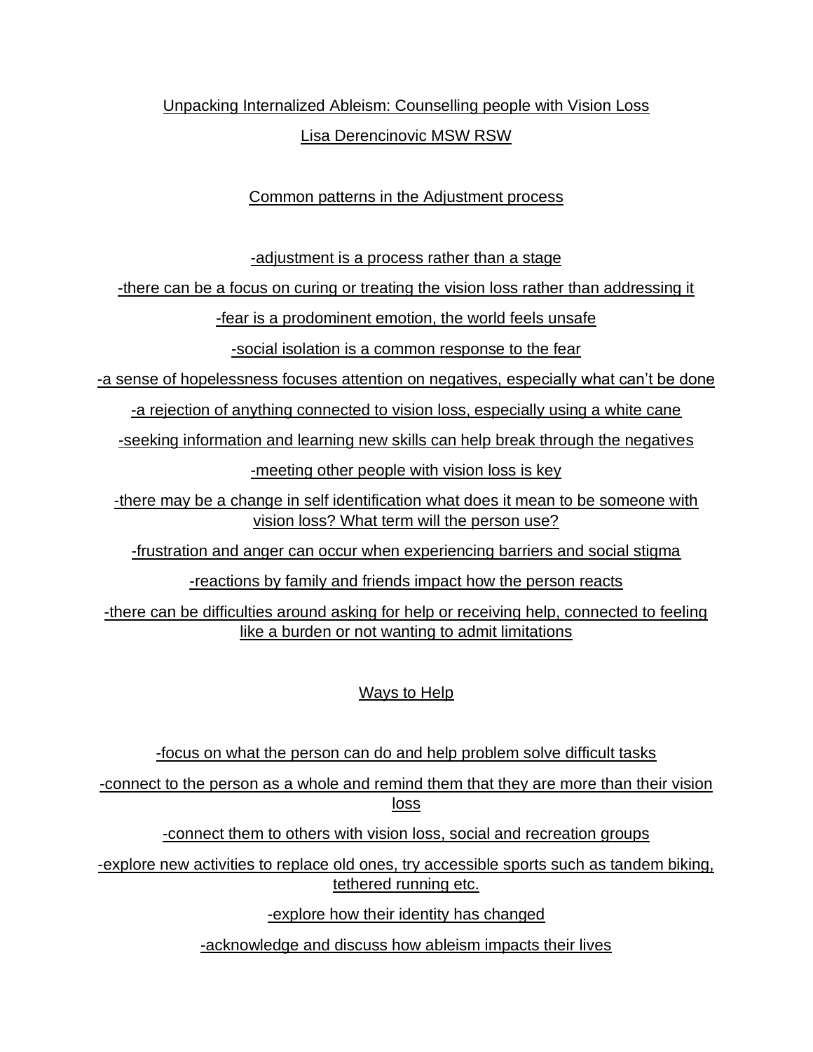# Unpacking Internalized Ableism: Counselling people with Vision Loss

Lisa Derencinovic MSW RSW

## Common patterns in the Adjustment process

-adjustment is a process rather than a stage

-there can be a focus on curing or treating the vision loss rather than addressing it

-fear is a prodominent emotion, the world feels unsafe

-social isolation is a common response to the fear

-a sense of hopelessness focuses attention on negatives, especially what can't be done

-a rejection of anything connected to vision loss, especially using a white cane

-seeking information and learning new skills can help break through the negatives

-meeting other people with vision loss is key

-there may be a change in self identification what does it mean to be someone with vision loss? What term will the person use?

-frustration and anger can occur when experiencing barriers and social stigma

-reactions by family and friends impact how the person reacts

-there can be difficulties around asking for help or receiving help, connected to feeling like a burden or not wanting to admit limitations

## Ways to Help

-focus on what the person can do and help problem solve difficult tasks

-connect to the person as a whole and remind them that they are more than their vision loss

-connect them to others with vision loss, social and recreation groups

-explore new activities to replace old ones, try accessible sports such as tandem biking, tethered running etc.

-explore how their identity has changed

-acknowledge and discuss how ableism impacts their lives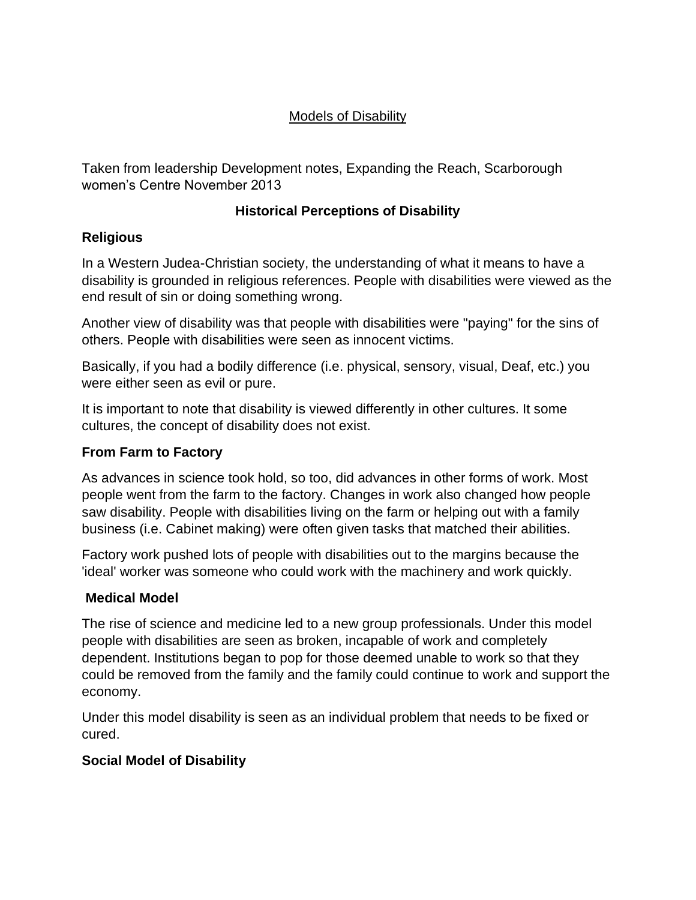# Models of Disability

Taken from leadership Development notes, Expanding the Reach, Scarborough women's Centre November 2013

## Historical Perceptions of Disability

### Religious

In a Western Judea-Christian society, the understanding of what it means to have a disability is grounded in religious references. People with disabilities were viewed as the end result of sin or doing something wrong.

Another view of disability was that people with disabilities were "paying" for the sins of others. People with disabilities were seen as innocent victims.

Basically, if you had a bodily difference (i.e. physical, sensory, visual, Deaf, etc.) you were either seen as evil or pure.

It is important to note that disability is viewed differently in other cultures. It some cultures, the concept of disability does not exist.

### From Farm to Factory

As advances in science took hold, so too, did advances in other forms of work. Most people went from the farm to the factory. Changes in work also changed how people saw disability. People with disabilities living on the farm or helping out with a family business (i.e. Cabinet making) were often given tasks that matched their abilities.

Factory work pushed lots of people with disabilities out to the margins because the 'ideal' worker was someone who could work with the machinery and work quickly.

### Medical Model

The rise of science and medicine led to a new group professionals. Under this model people with disabilities are seen as broken, incapable of work and completely dependent. Institutions began to pop for those deemed unable to work so that they could be removed from the family and the family could continue to work and support the economy.

Under this model disability is seen as an individual problem that needs to be fixed or cured.

### Social Model of Disability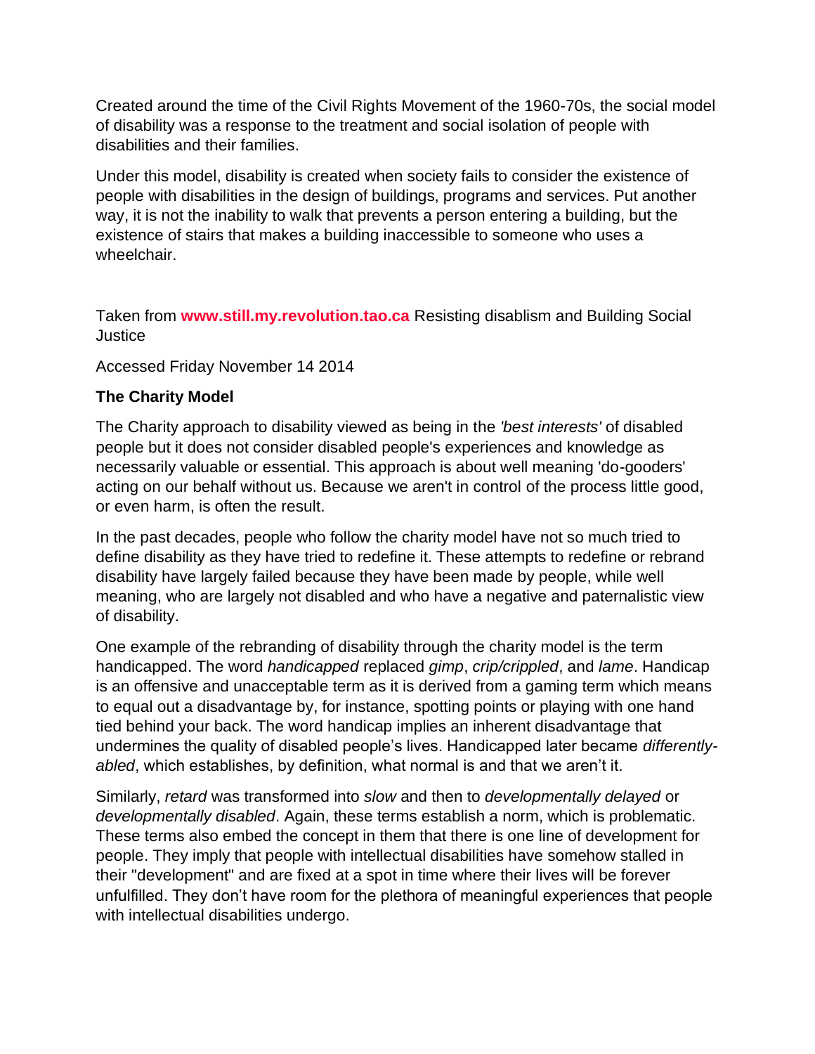Created around the time of the Civil Rights Movement of the 1960-70s, the social model of disability was a response to the treatment and social isolation of people with disabilities and their families.

Under this model, disability is created when society fails to consider the existence of people with disabilities in the design of buildings, programs and services. Put another way, it is not the inability to walk that prevents a person entering a building, but the existence of stairs that makes a building inaccessible to someone who uses a wheelchair.

Taken from **www.still.my.revolution.tao.ca** Resisting disablism and Building Social Justice

Accessed Friday November 14 2014

**The Charity Model**

The Charity approach to disability viewed as being in the *'best interests'* of disabled people but it does not consider disabled people's experiences and knowledge as necessarily valuable or essential. This approach is about well meaning 'do-gooders' acting on our behalf without us. Because we aren't in control of the process little good, or even harm, is often the result.

In the past decades, people who follow the charity model have not so much tried to define disability as they have tried to redefine it. These attempts to redefine or rebrand disability have largely failed because they have been made by people, while well meaning, who are largely not disabled and who have a negative and paternalistic view of disability.

One example of the rebranding of disability through the charity model is the term handicapped. The word *handicapped* replaced *gimp*, *crip/crippled*, and *lame*. Handicap is an offensive and unacceptable term as it is derived from a gaming term which means to equal out a disadvantage by, for instance, spotting points or playing with one hand tied behind your back. The word handicap implies an inherent disadvantage that undermines the quality of disabled people's lives. Handicapped later became *differently-abled*, which establishes, by definition, what normal is and that we aren't it.

Similarly, *retard* was transformed into *slow* and then to *developmentally delayed* or *developmentally disabled*. Again, these terms establish a norm, which is problematic. These terms also embed the concept in them that there is one line of development for people. They imply that people with intellectual disabilities have somehow stalled in their "development" and are fixed at a spot in time where their lives will be forever unfulfilled. They don't have room for the plethora of meaningful experiences that people with intellectual disabilities undergo.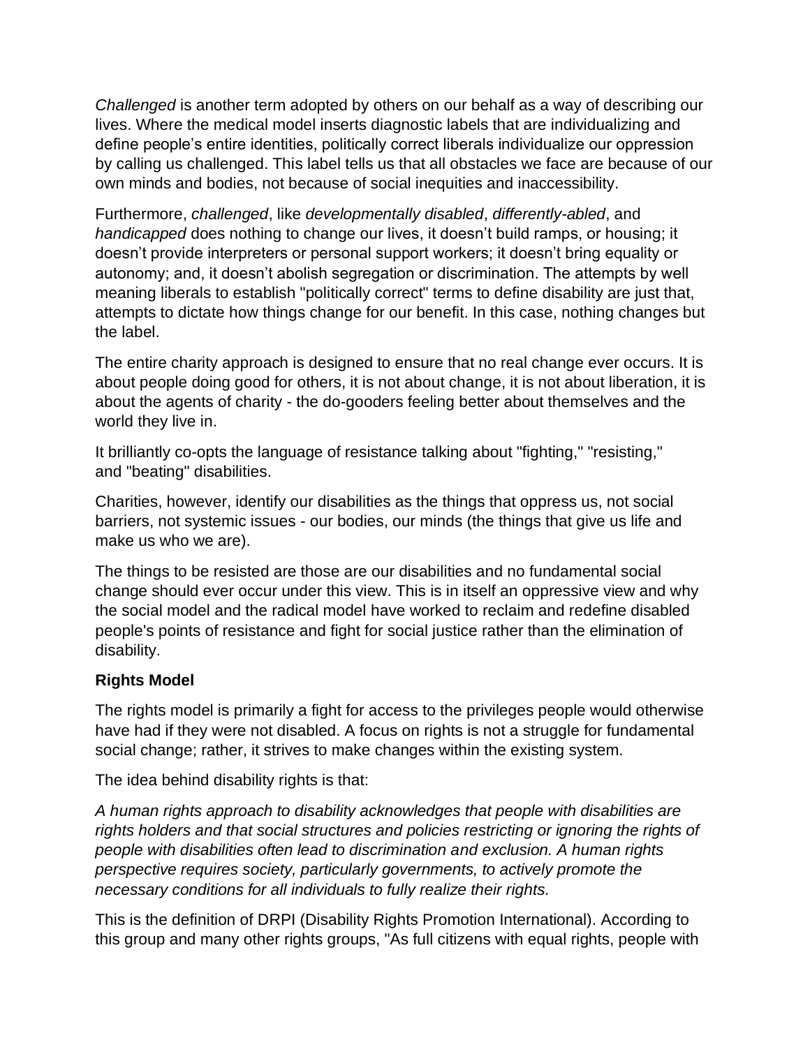*Challenged* is another term adopted by others on our behalf as a way of describing our lives. Where the medical model inserts diagnostic labels that are individualizing and define people's entire identities, politically correct liberals individualize our oppression by calling us challenged. This label tells us that all obstacles we face are because of our own minds and bodies, not because of social inequities and inaccessibility.

Furthermore, *challenged*, like *developmentally disabled*, *differently-abled*, and *handicapped* does nothing to change our lives, it doesn't build ramps, or housing; it doesn't provide interpreters or personal support workers; it doesn't bring equality or autonomy; and, it doesn't abolish segregation or discrimination. The attempts by well meaning liberals to establish "politically correct" terms to define disability are just that, attempts to dictate how things change for our benefit. In this case, nothing changes but the label.

The entire charity approach is designed to ensure that no real change ever occurs. It is about people doing good for others, it is not about change, it is not about liberation, it is about the agents of charity - the do-gooders feeling better about themselves and the world they live in.

It brilliantly co-opts the language of resistance talking about "fighting," "resisting," and "beating" disabilities.

Charities, however, identify our disabilities as the things that oppress us, not social barriers, not systemic issues - our bodies, our minds (the things that give us life and make us who we are).

The things to be resisted are those are our disabilities and no fundamental social change should ever occur under this view. This is in itself an oppressive view and why the social model and the radical model have worked to reclaim and redefine disabled people's points of resistance and fight for social justice rather than the elimination of disability.

**Rights Model**

The rights model is primarily a fight for access to the privileges people would otherwise have had if they were not disabled. A focus on rights is not a struggle for fundamental social change; rather, it strives to make changes within the existing system.

The idea behind disability rights is that:

*A human rights approach to disability acknowledges that people with disabilities are rights holders and that social structures and policies restricting or ignoring the rights of people with disabilities often lead to discrimination and exclusion. A human rights perspective requires society, particularly governments, to actively promote the necessary conditions for all individuals to fully realize their rights.*

This is the definition of DRPI (Disability Rights Promotion International). According to this group and many other rights groups, "As full citizens with equal rights, people with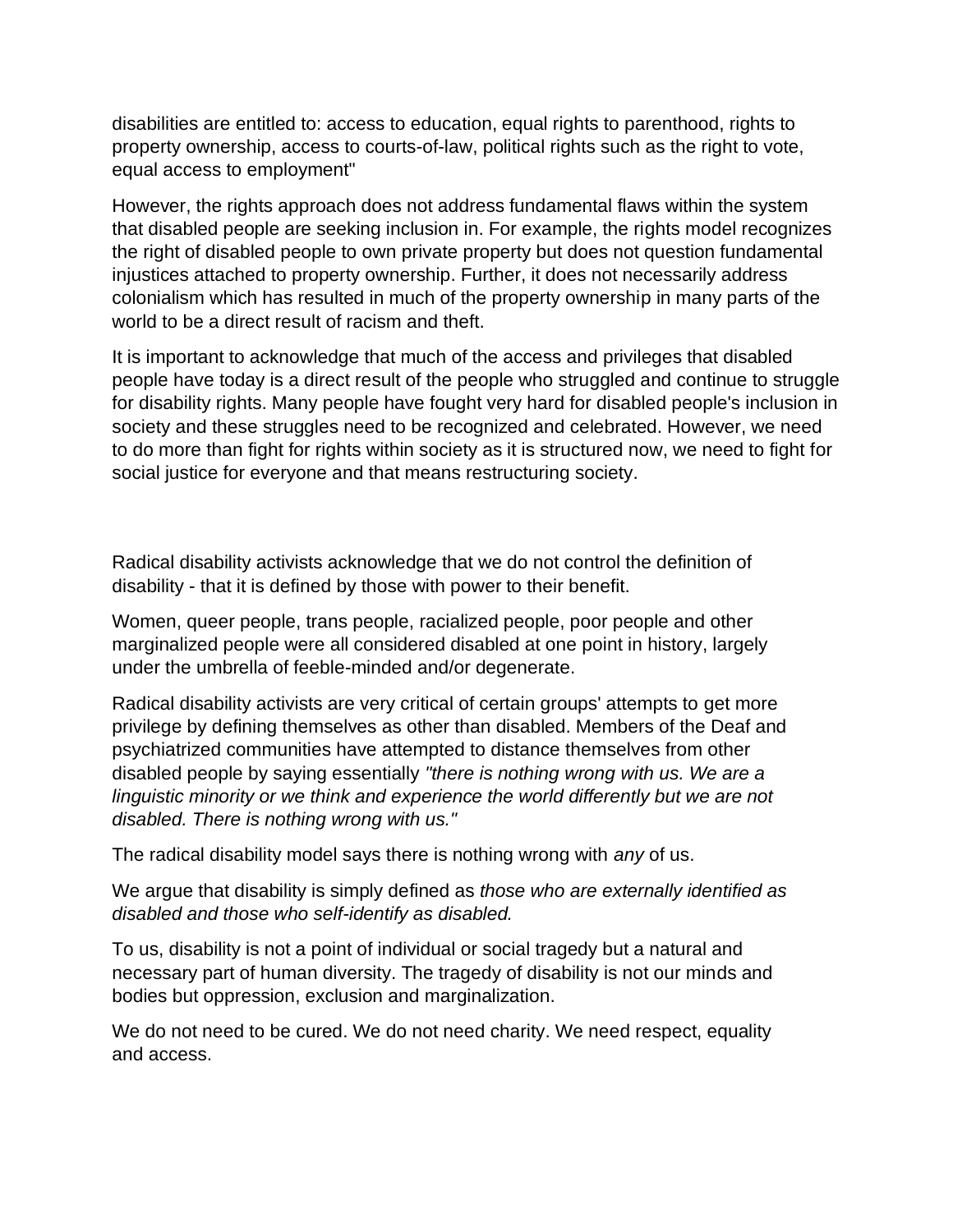disabilities are entitled to: access to education, equal rights to parenthood, rights to property ownership, access to courts-of-law, political rights such as the right to vote, equal access to employment"

However, the rights approach does not address fundamental flaws within the system that disabled people are seeking inclusion in. For example, the rights model recognizes the right of disabled people to own private property but does not question fundamental injustices attached to property ownership. Further, it does not necessarily address colonialism which has resulted in much of the property ownership in many parts of the world to be a direct result of racism and theft.

It is important to acknowledge that much of the access and privileges that disabled people have today is a direct result of the people who struggled and continue to struggle for disability rights. Many people have fought very hard for disabled people's inclusion in society and these struggles need to be recognized and celebrated. However, we need to do more than fight for rights within society as it is structured now, we need to fight for social justice for everyone and that means restructuring society.

Radical disability activists acknowledge that we do not control the definition of disability - that it is defined by those with power to their benefit.

Women, queer people, trans people, racialized people, poor people and other marginalized people were all considered disabled at one point in history, largely under the umbrella of feeble-minded and/or degenerate.

Radical disability activists are very critical of certain groups' attempts to get more privilege by defining themselves as other than disabled. Members of the Deaf and psychiatrized communities have attempted to distance themselves from other disabled people by saying essentially *"there is nothing wrong with us. We are a linguistic minority or we think and experience the world differently but we are not disabled. There is nothing wrong with us."*

The radical disability model says there is nothing wrong with *any* of us.

We argue that disability is simply defined as *those who are externally identified as disabled and those who self-identify as disabled.*

To us, disability is not a point of individual or social tragedy but a natural and necessary part of human diversity. The tragedy of disability is not our minds and bodies but oppression, exclusion and marginalization.

We do not need to be cured. We do not need charity. We need respect, equality and access.